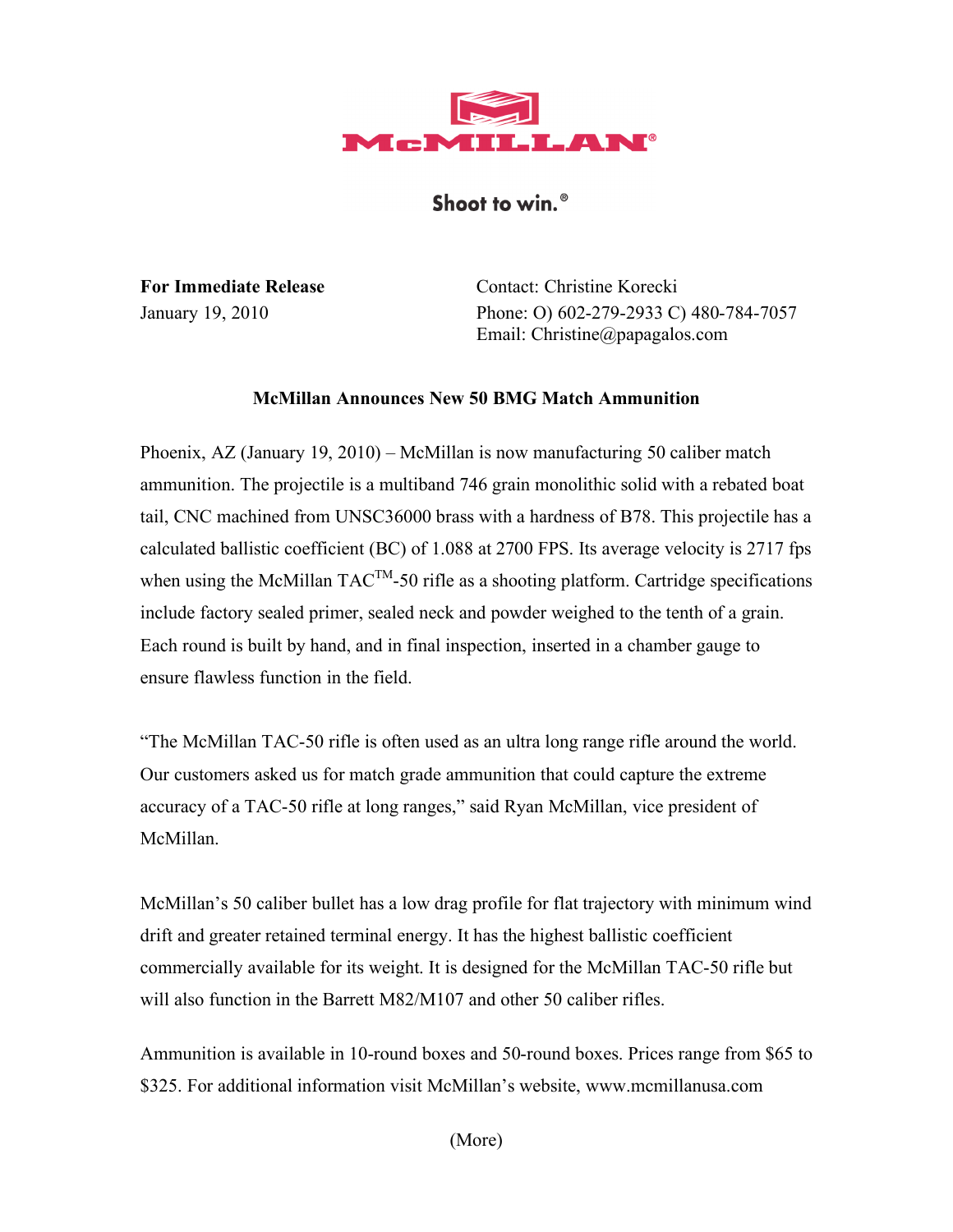McMILLAN®

Shoot to win.®

**For Immediate Release**
January 19, 2010

Contact: Christine Korecki
Phone: O) 602-279-2933 C) 480-784-7057
Email: Christine@papagalos.com

**McMillan Announces New 50 BMG Match Ammunition**

Phoenix, AZ (January 19, 2010) – McMillan is now manufacturing 50 caliber match ammunition. The projectile is a multiband 746 grain monolithic solid with a rebated boat tail, CNC machined from UNSC36000 brass with a hardness of B78. This projectile has a calculated ballistic coefficient (BC) of 1.088 at 2700 FPS. Its average velocity is 2717 fps when using the McMillan TAC™-50 rifle as a shooting platform. Cartridge specifications include factory sealed primer, sealed neck and powder weighed to the tenth of a grain. Each round is built by hand, and in final inspection, inserted in a chamber gauge to ensure flawless function in the field.

"The McMillan TAC-50 rifle is often used as an ultra long range rifle around the world. Our customers asked us for match grade ammunition that could capture the extreme accuracy of a TAC-50 rifle at long ranges," said Ryan McMillan, vice president of McMillan.

McMillan's 50 caliber bullet has a low drag profile for flat trajectory with minimum wind drift and greater retained terminal energy. It has the highest ballistic coefficient commercially available for its weight. It is designed for the McMillan TAC-50 rifle but will also function in the Barrett M82/M107 and other 50 caliber rifles.

Ammunition is available in 10-round boxes and 50-round boxes. Prices range from $65 to $325. For additional information visit McMillan's website, www.mcmillanusa.com

(More)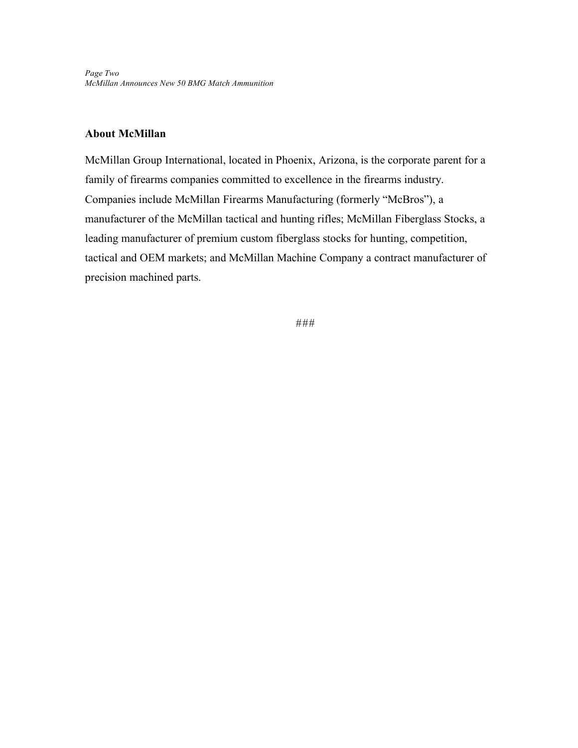## About McMillan

McMillan Group International, located in Phoenix, Arizona, is the corporate parent for a family of firearms companies committed to excellence in the firearms industry. Companies include McMillan Firearms Manufacturing (formerly "McBros"), a manufacturer of the McMillan tactical and hunting rifles; McMillan Fiberglass Stocks, a leading manufacturer of premium custom fiberglass stocks for hunting, competition, tactical and OEM markets; and McMillan Machine Company a contract manufacturer of precision machined parts.

###